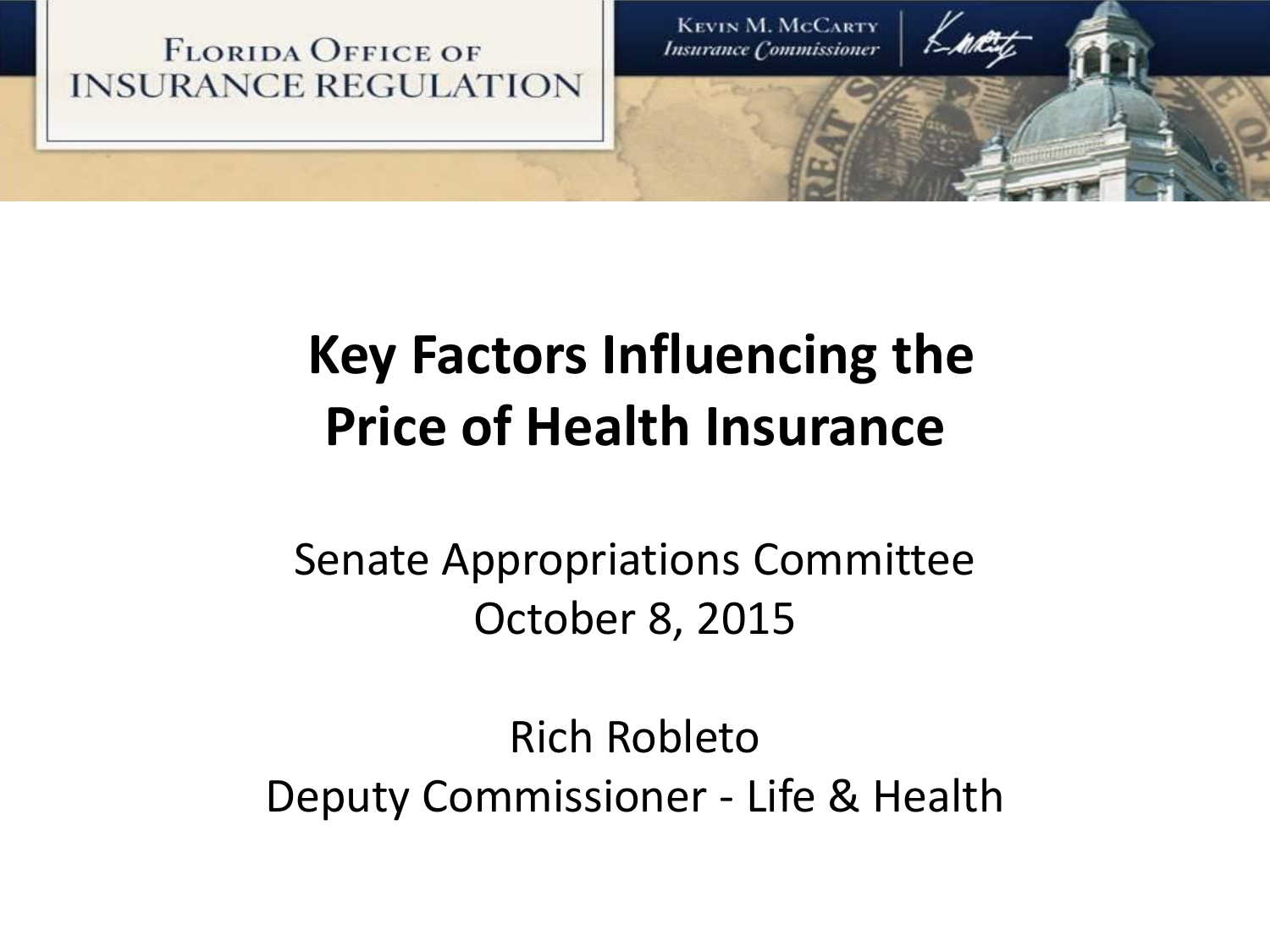Florida Office of Insurance Regulation

Kevin M. McCarty
*Insurance Commissioner*

# Key Factors Influencing the Price of Health Insurance

Senate Appropriations Committee
October 8, 2015

Rich Robleto
Deputy Commissioner - Life & Health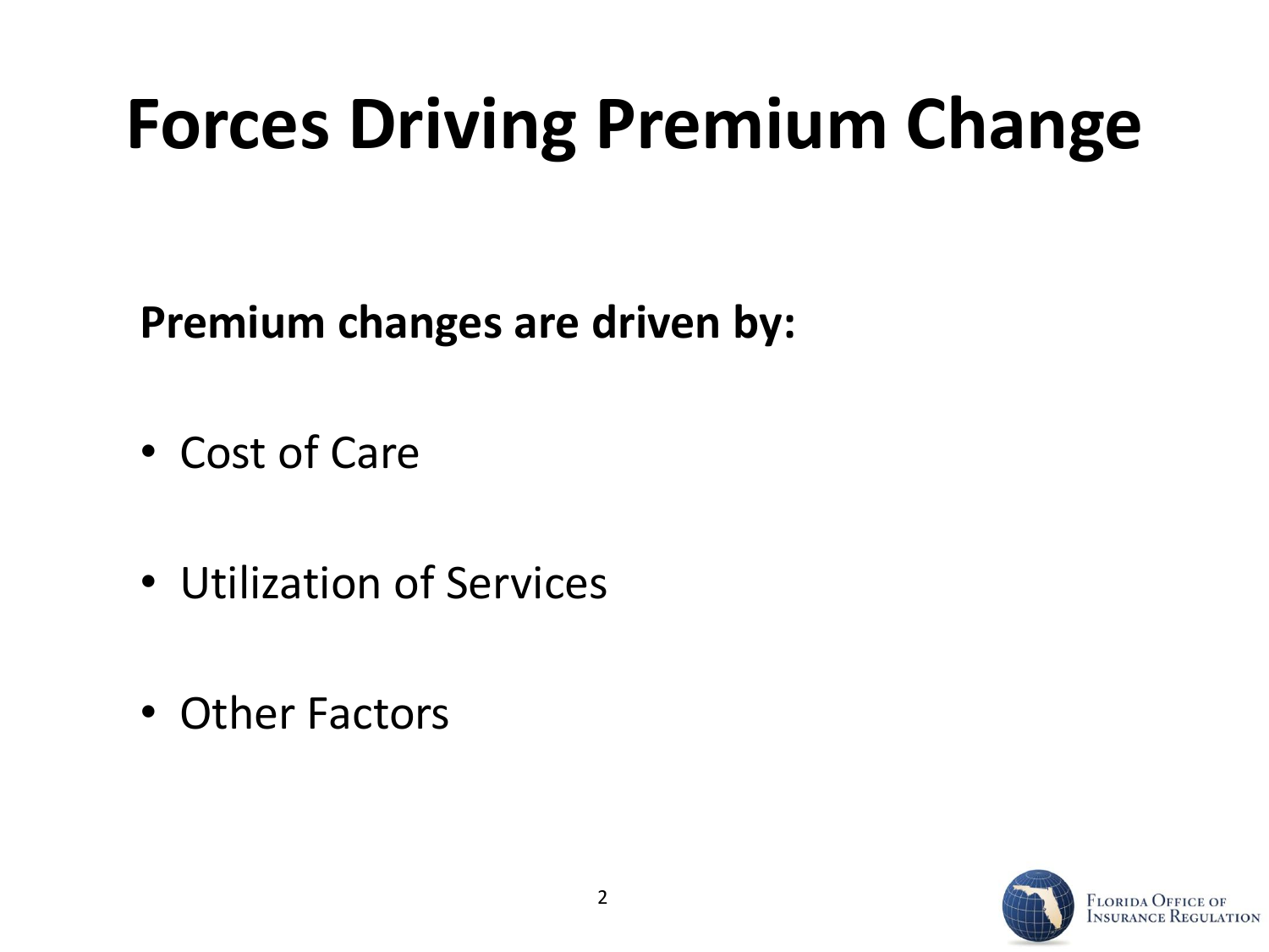# Forces Driving Premium Change

**Premium changes are driven by:**

- Cost of Care
- Utilization of Services
- Other Factors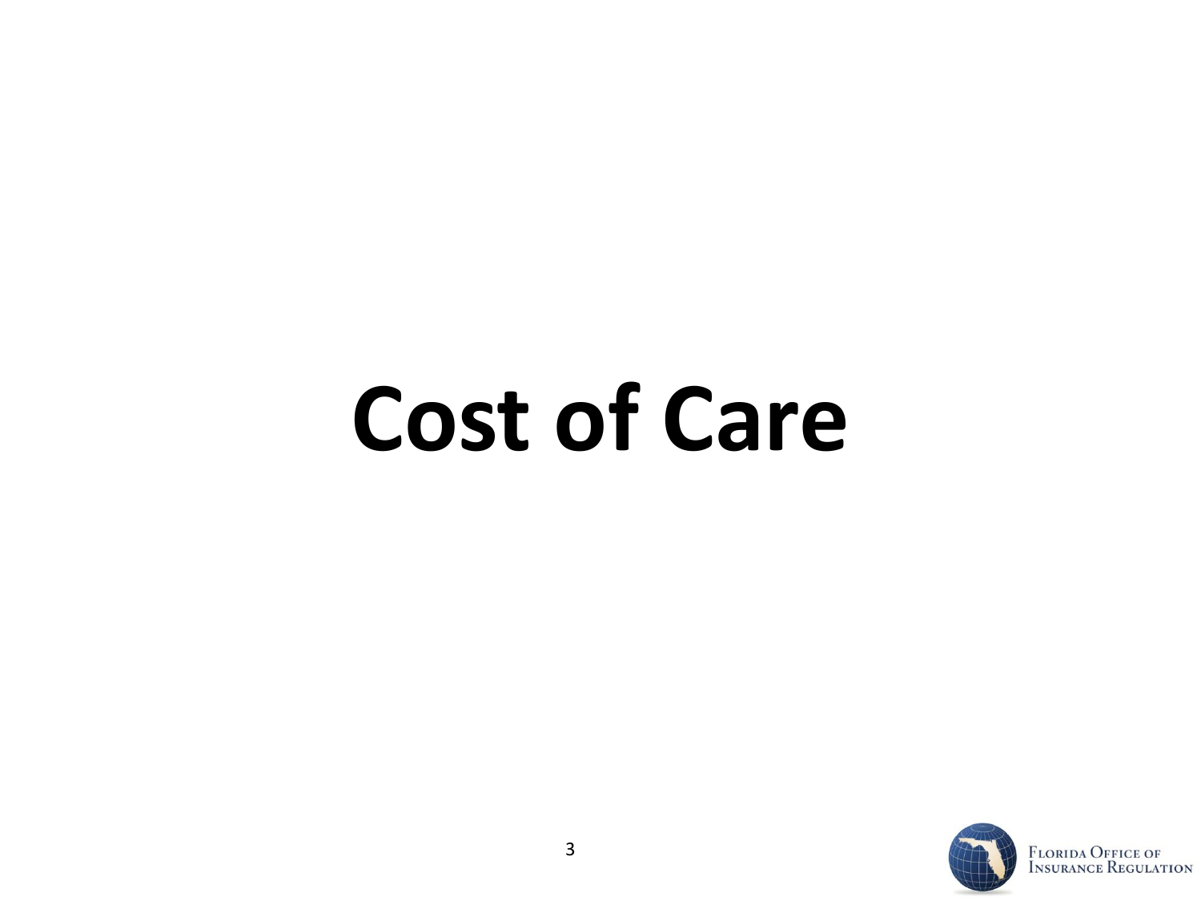# Cost of Care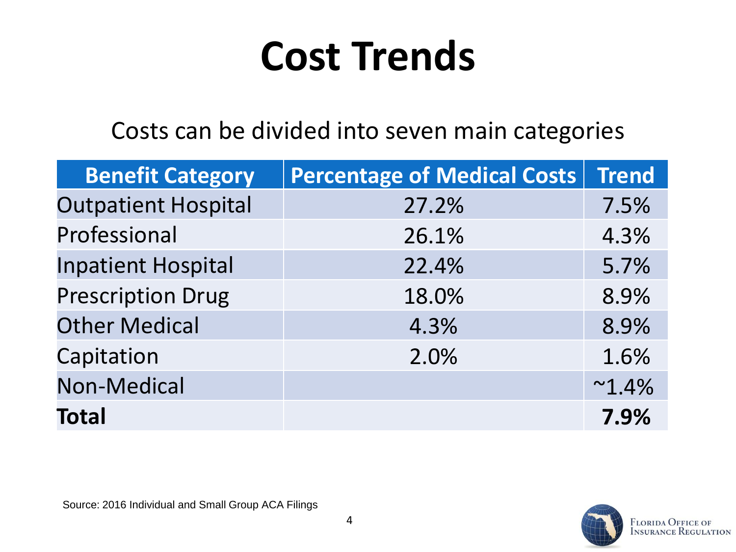# Cost Trends

Costs can be divided into seven main categories

| Benefit Category | Percentage of Medical Costs | Trend |
|---|---|---|
| Outpatient Hospital | 27.2% | 7.5% |
| Professional | 26.1% | 4.3% |
| Inpatient Hospital | 22.4% | 5.7% |
| Prescription Drug | 18.0% | 8.9% |
| Other Medical | 4.3% | 8.9% |
| Capitation | 2.0% | 1.6% |
| Non-Medical | | ~1.4% |
| **Total** | | **7.9%** |

Source: 2016 Individual and Small Group ACA Filings

Florida Office of Insurance Regulation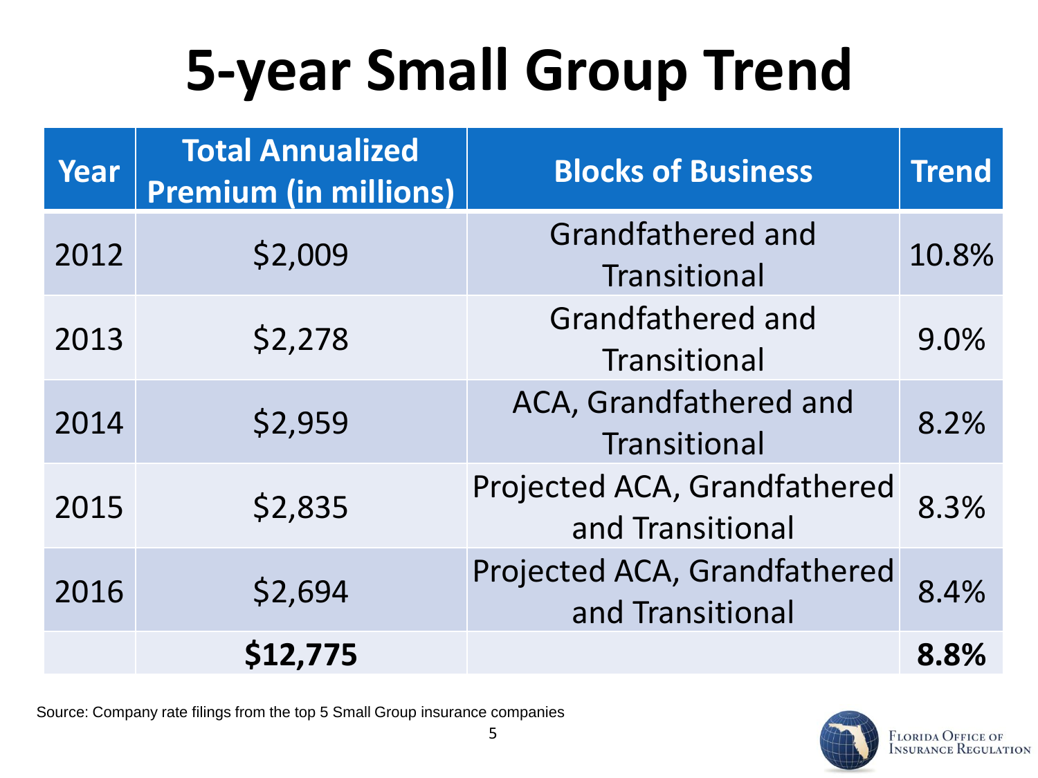# 5-year Small Group Trend

| Year | Total Annualized Premium (in millions) | Blocks of Business | Trend |
|---|---|---|---|
| 2012 | $2,009 | Grandfathered and Transitional | 10.8% |
| 2013 | $2,278 | Grandfathered and Transitional | 9.0% |
| 2014 | $2,959 | ACA, Grandfathered and Transitional | 8.2% |
| 2015 | $2,835 | Projected ACA, Grandfathered and Transitional | 8.3% |
| 2016 | $2,694 | Projected ACA, Grandfathered and Transitional | 8.4% |
| | **$12,775** | | **8.8%** |

Source: Company rate filings from the top 5 Small Group insurance companies

Florida Office of Insurance Regulation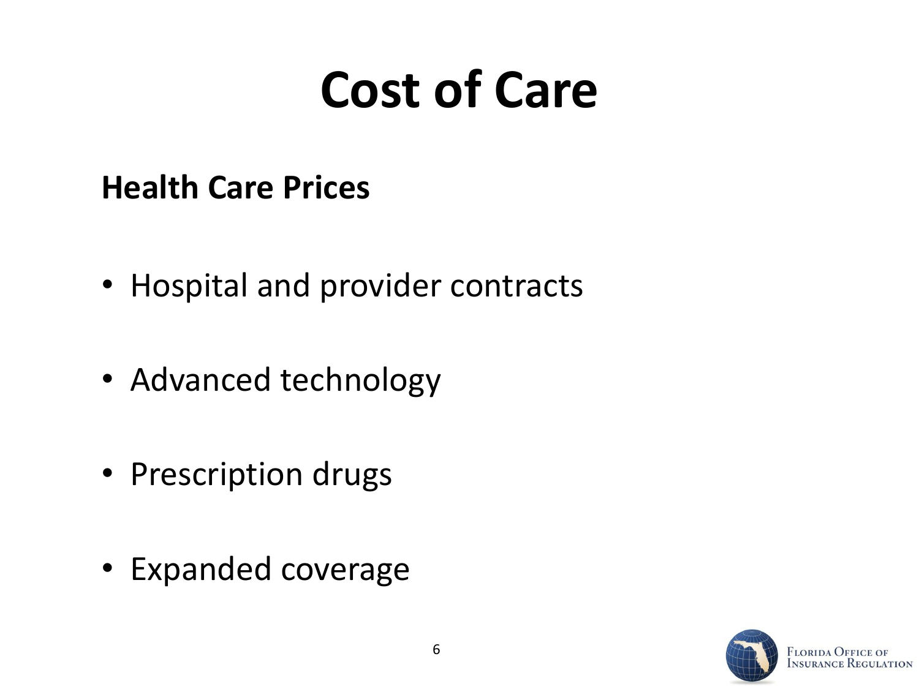# Cost of Care

**Health Care Prices**

- Hospital and provider contracts
- Advanced technology
- Prescription drugs
- Expanded coverage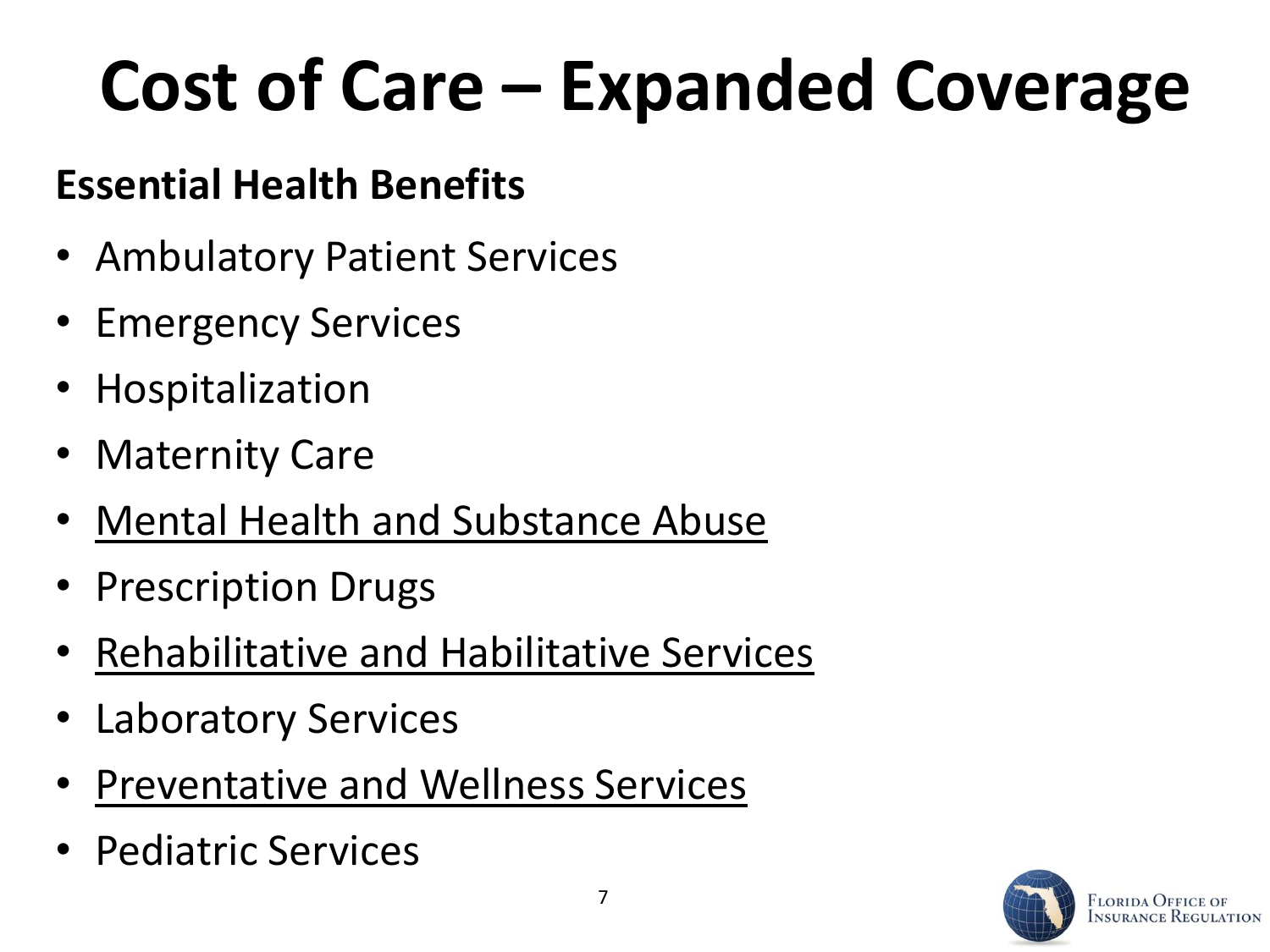# Cost of Care – Expanded Coverage

**Essential Health Benefits**

- Ambulatory Patient Services
- Emergency Services
- Hospitalization
- Maternity Care
- <u>Mental Health and Substance Abuse</u>
- Prescription Drugs
- <u>Rehabilitative and Habilitative Services</u>
- Laboratory Services
- <u>Preventative and Wellness Services</u>
- Pediatric Services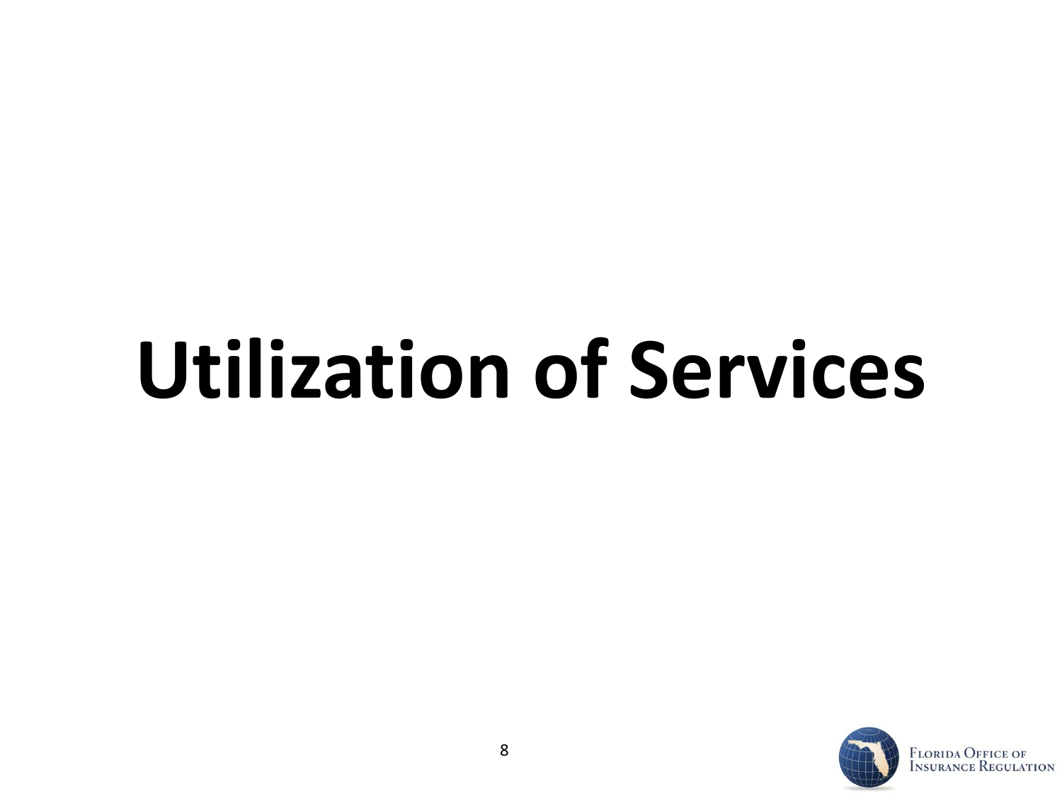# Utilization of Services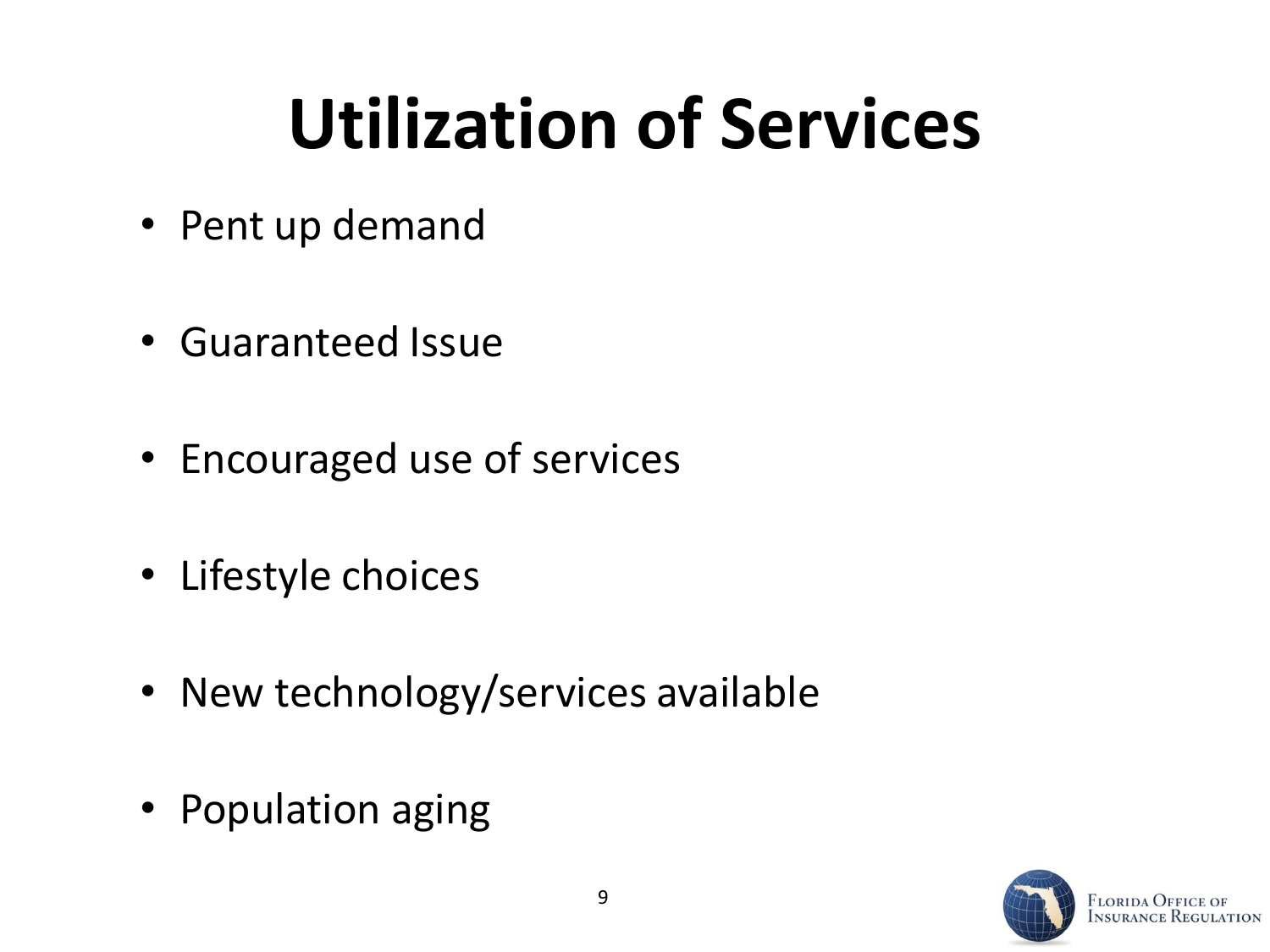# Utilization of Services

- Pent up demand
- Guaranteed Issue
- Encouraged use of services
- Lifestyle choices
- New technology/services available
- Population aging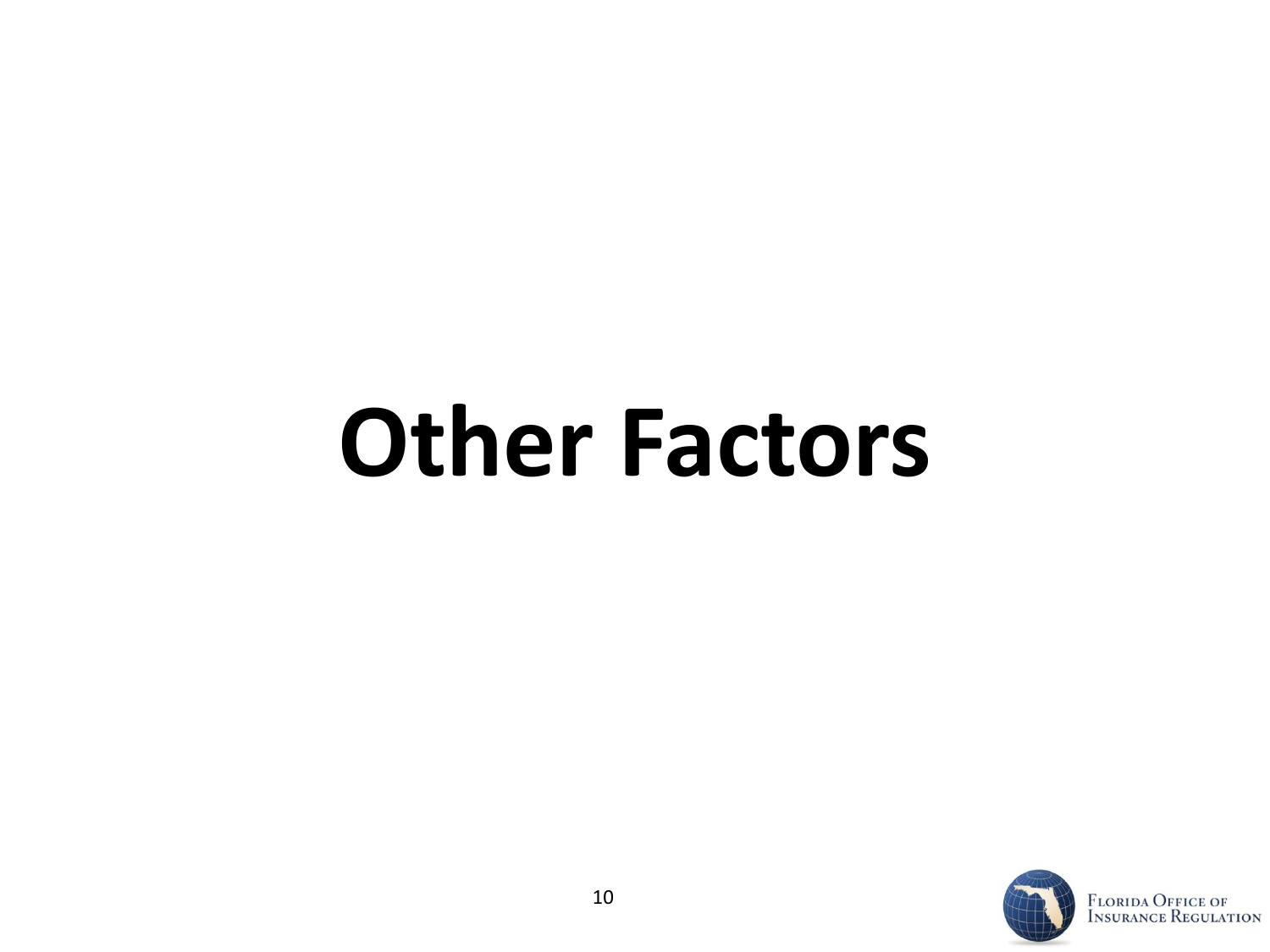# Other Factors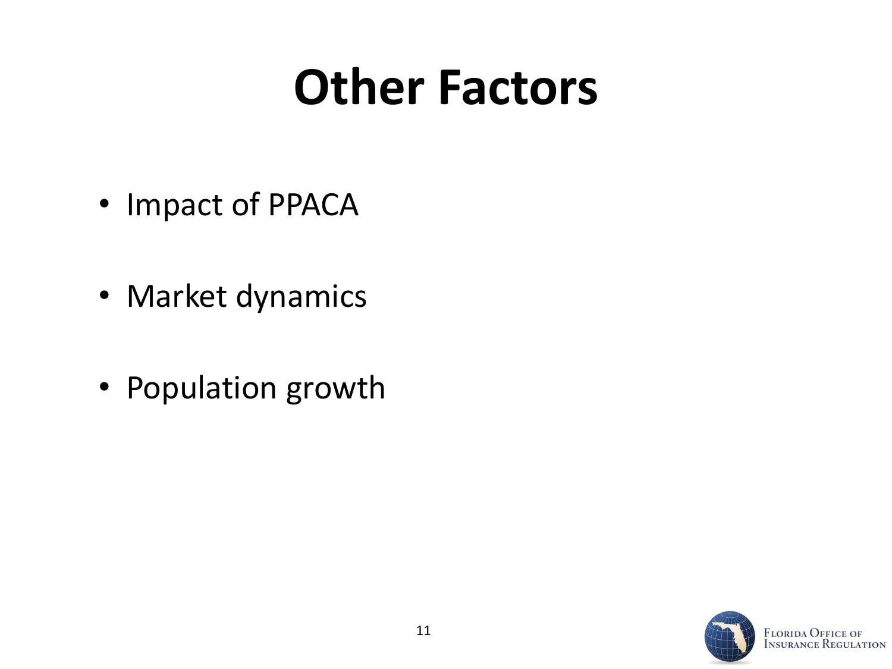# Other Factors

- Impact of PPACA
- Market dynamics
- Population growth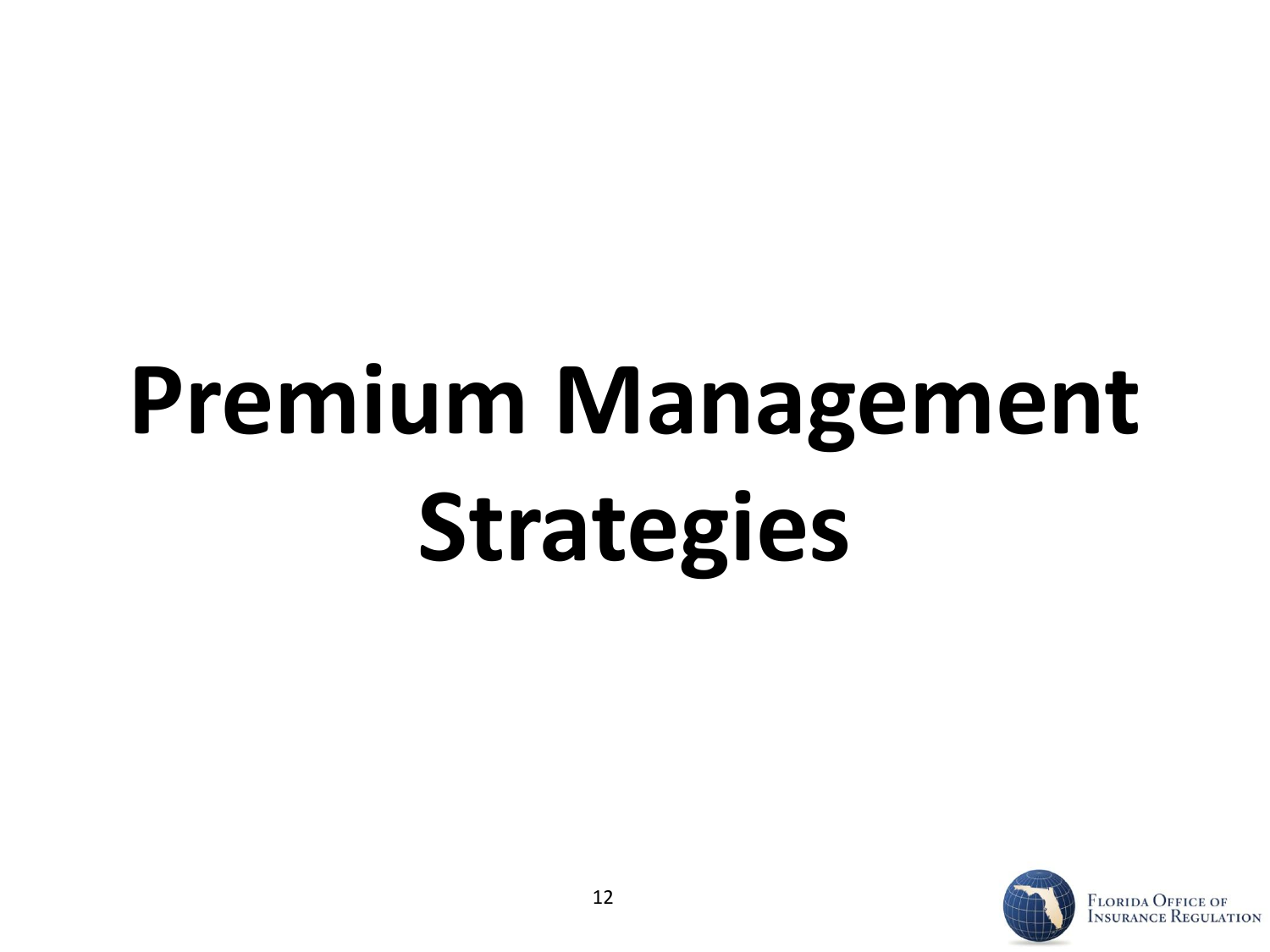# Premium Management Strategies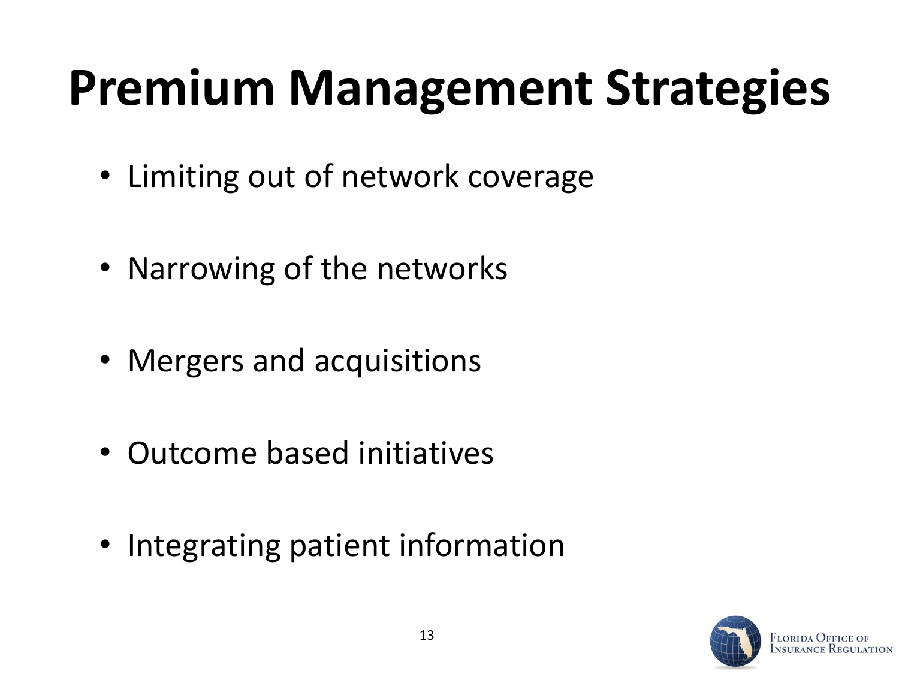# Premium Management Strategies

- Limiting out of network coverage
- Narrowing of the networks
- Mergers and acquisitions
- Outcome based initiatives
- Integrating patient information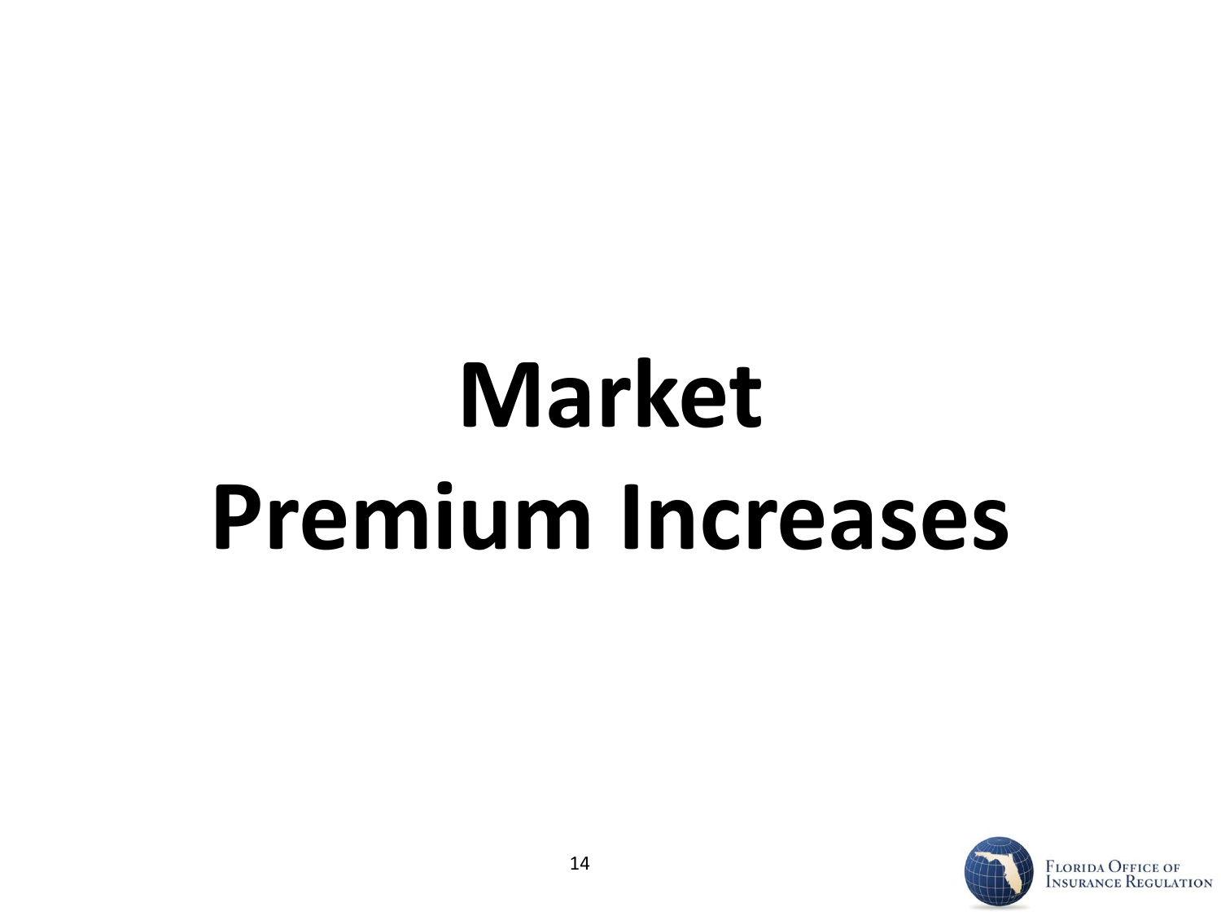# Market Premium Increases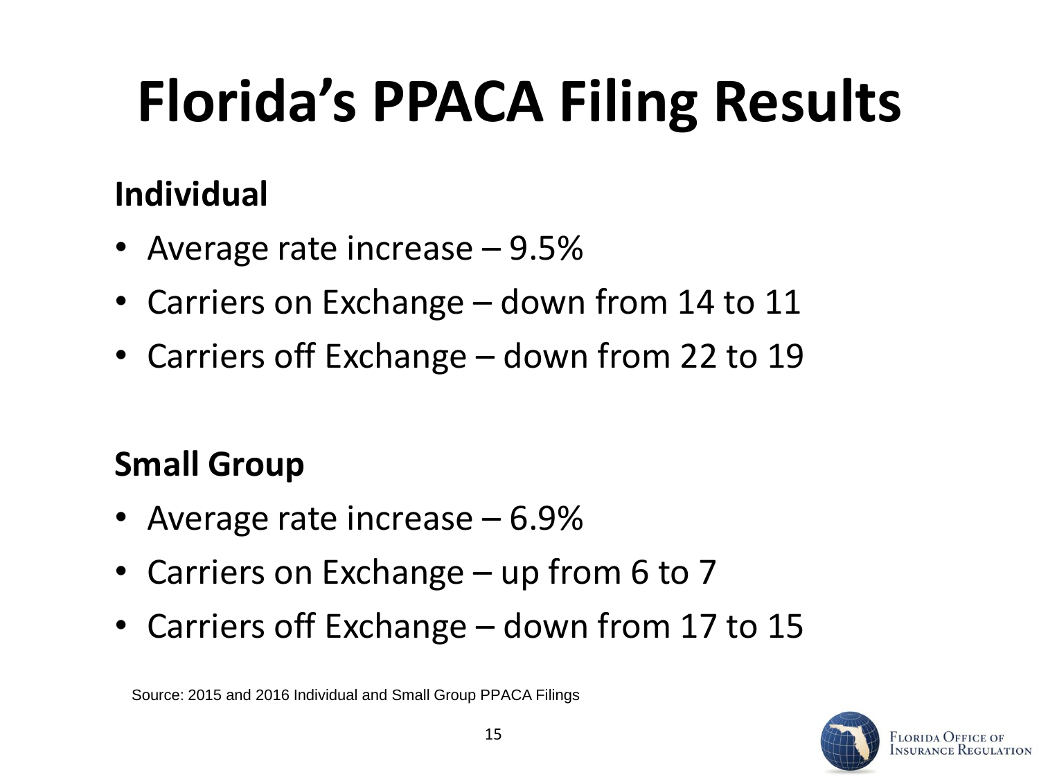# Florida's PPACA Filing Results

## Individual

- Average rate increase – 9.5%
- Carriers on Exchange – down from 14 to 11
- Carriers off Exchange – down from 22 to 19

## Small Group

- Average rate increase – 6.9%
- Carriers on Exchange – up from 6 to 7
- Carriers off Exchange – down from 17 to 15

Source: 2015 and 2016 Individual and Small Group PPACA Filings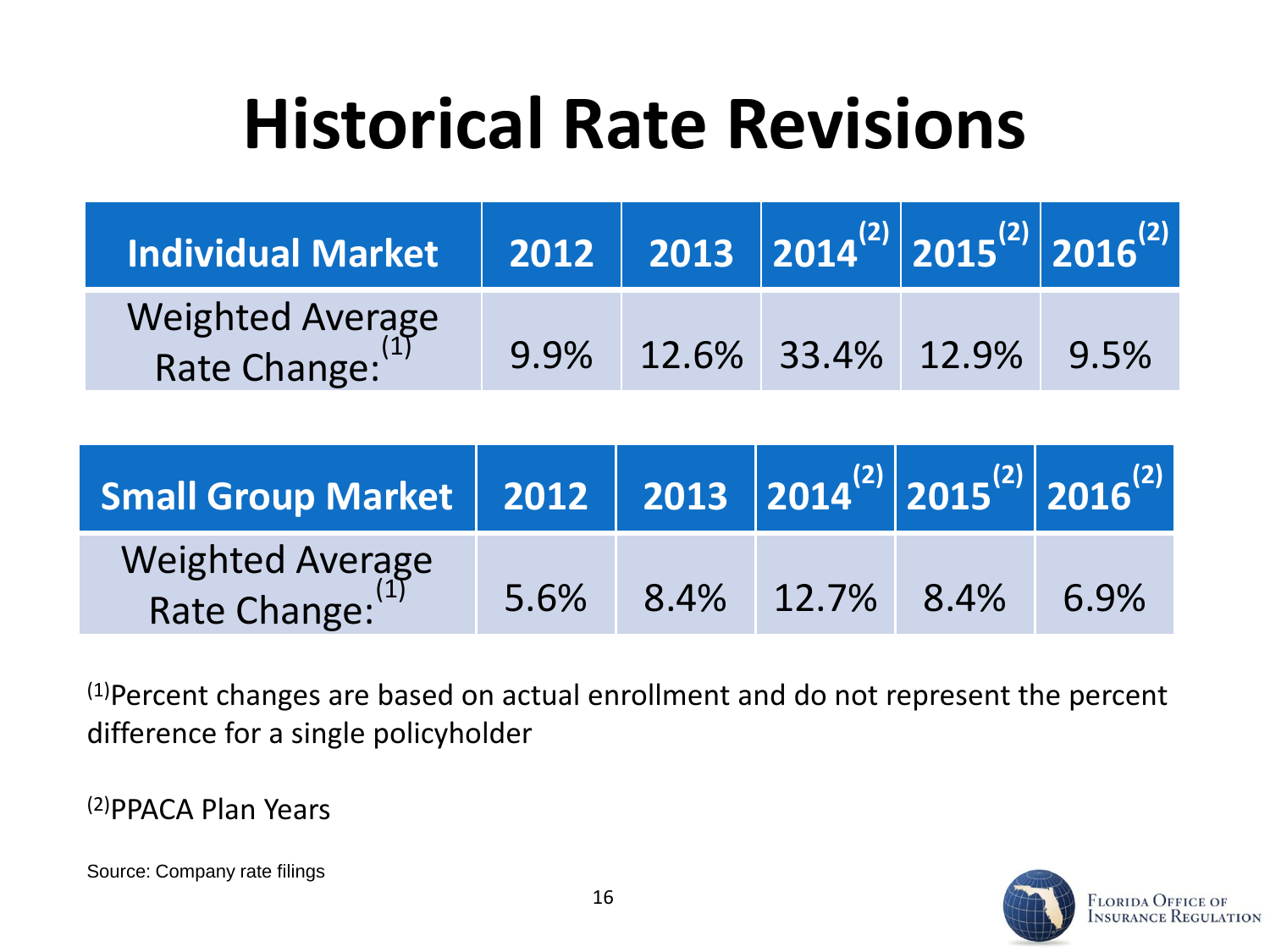# Historical Rate Revisions

| Individual Market | 2012 | 2013 | 2014[2] | 2015[2] | 2016[2] |
|---|---|---|---|---|---|
| Weighted Average Rate Change:[1] | 9.9% | 12.6% | 33.4% | 12.9% | 9.5% |

| Small Group Market | 2012 | 2013 | 2014[2] | 2015[2] | 2016[2] |
|---|---|---|---|---|---|
| Weighted Average Rate Change:[1] | 5.6% | 8.4% | 12.7% | 8.4% | 6.9% |

[1]Percent changes are based on actual enrollment and do not represent the percent difference for a single policyholder

[2]PPACA Plan Years

Source: Company rate filings

Florida Office of Insurance Regulation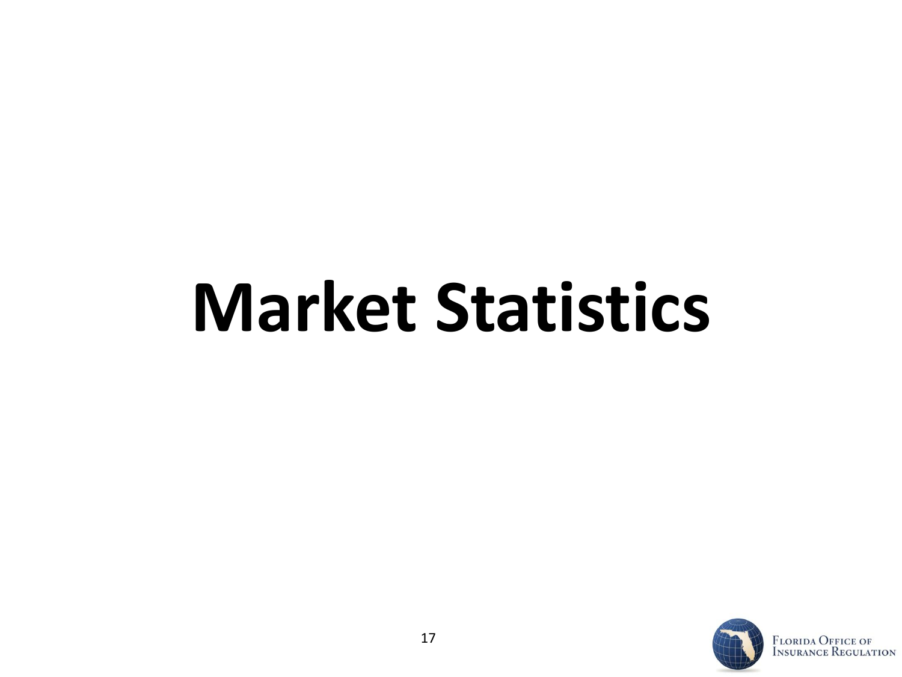# Market Statistics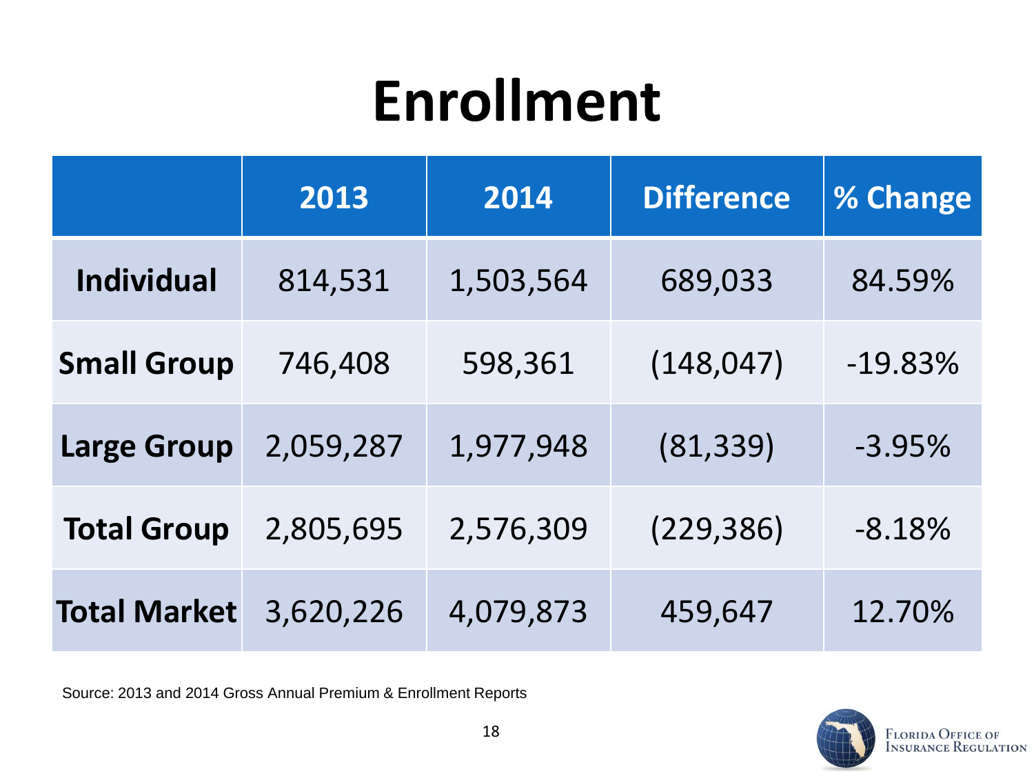# Enrollment

| | 2013 | 2014 | Difference | % Change |
|---|---|---|---|---|
| **Individual** | 814,531 | 1,503,564 | 689,033 | 84.59% |
| **Small Group** | 746,408 | 598,361 | (148,047) | -19.83% |
| **Large Group** | 2,059,287 | 1,977,948 | (81,339) | -3.95% |
| **Total Group** | 2,805,695 | 2,576,309 | (229,386) | -8.18% |
| **Total Market** | 3,620,226 | 4,079,873 | 459,647 | 12.70% |

Source: 2013 and 2014 Gross Annual Premium & Enrollment Reports

Florida Office of Insurance Regulation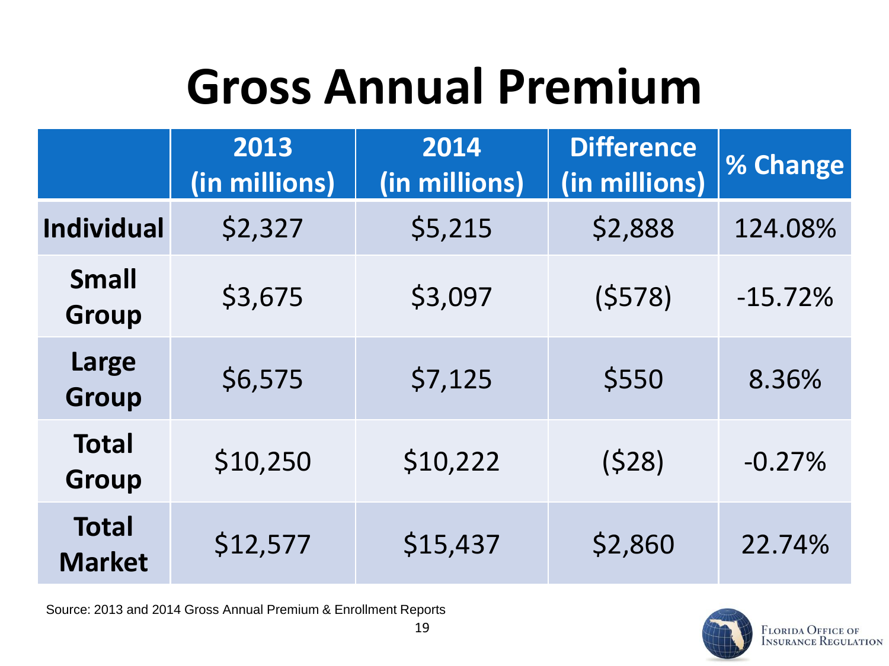# Gross Annual Premium

| | 2013 (in millions) | 2014 (in millions) | Difference (in millions) | % Change |
|---|---|---|---|---|
| **Individual** | $2,327 | $5,215 | $2,888 | 124.08% |
| **Small Group** | $3,675 | $3,097 | ($578) | -15.72% |
| **Large Group** | $6,575 | $7,125 | $550 | 8.36% |
| **Total Group** | $10,250 | $10,222 | ($28) | -0.27% |
| **Total Market** | $12,577 | $15,437 | $2,860 | 22.74% |

Source: 2013 and 2014 Gross Annual Premium & Enrollment Reports

Florida Office of Insurance Regulation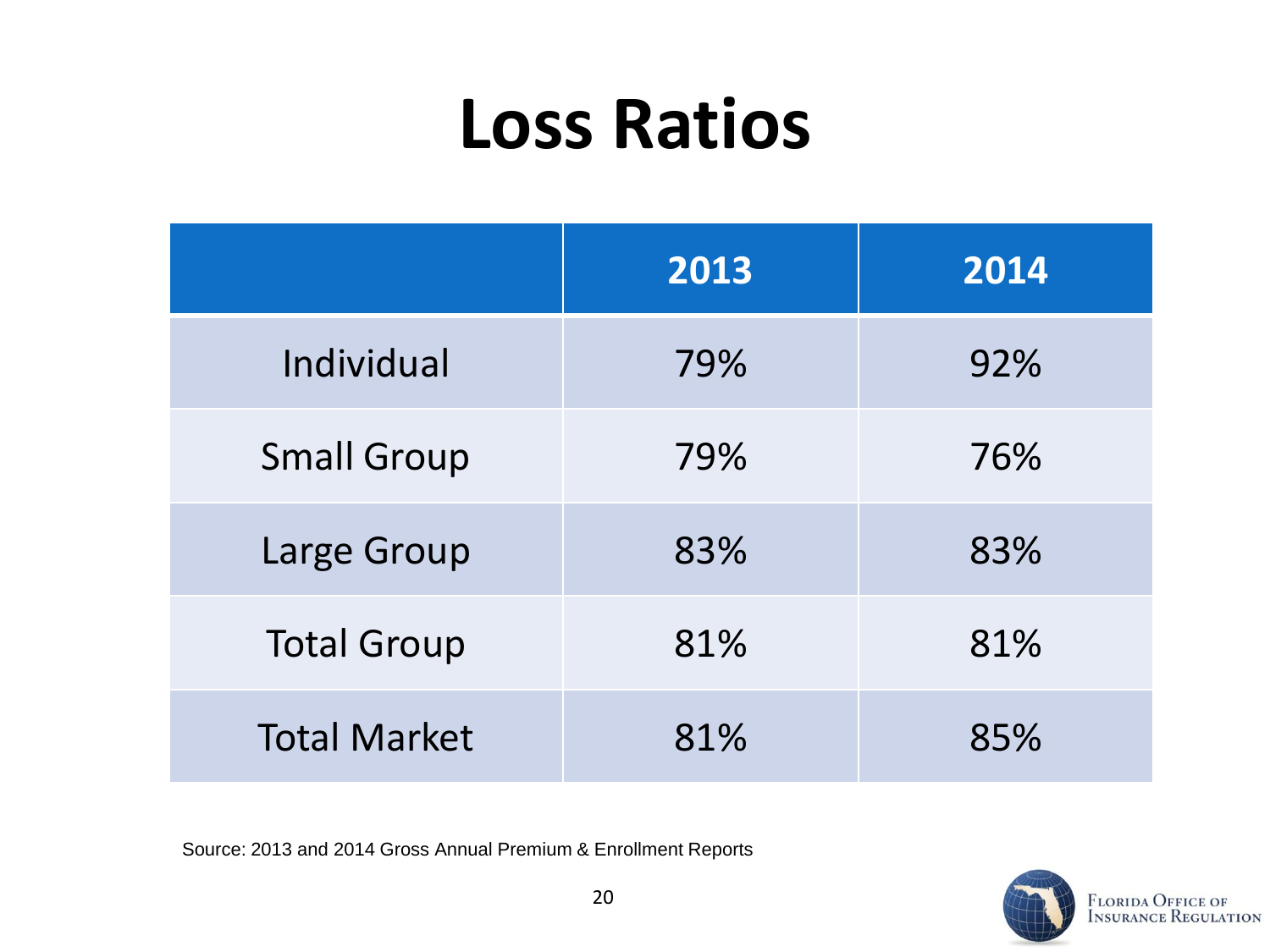# Loss Ratios

| | 2013 | 2014 |
|---|---|---|
| Individual | 79% | 92% |
| Small Group | 79% | 76% |
| Large Group | 83% | 83% |
| Total Group | 81% | 81% |
| Total Market | 81% | 85% |

Source: 2013 and 2014 Gross Annual Premium & Enrollment Reports

Florida Office of Insurance Regulation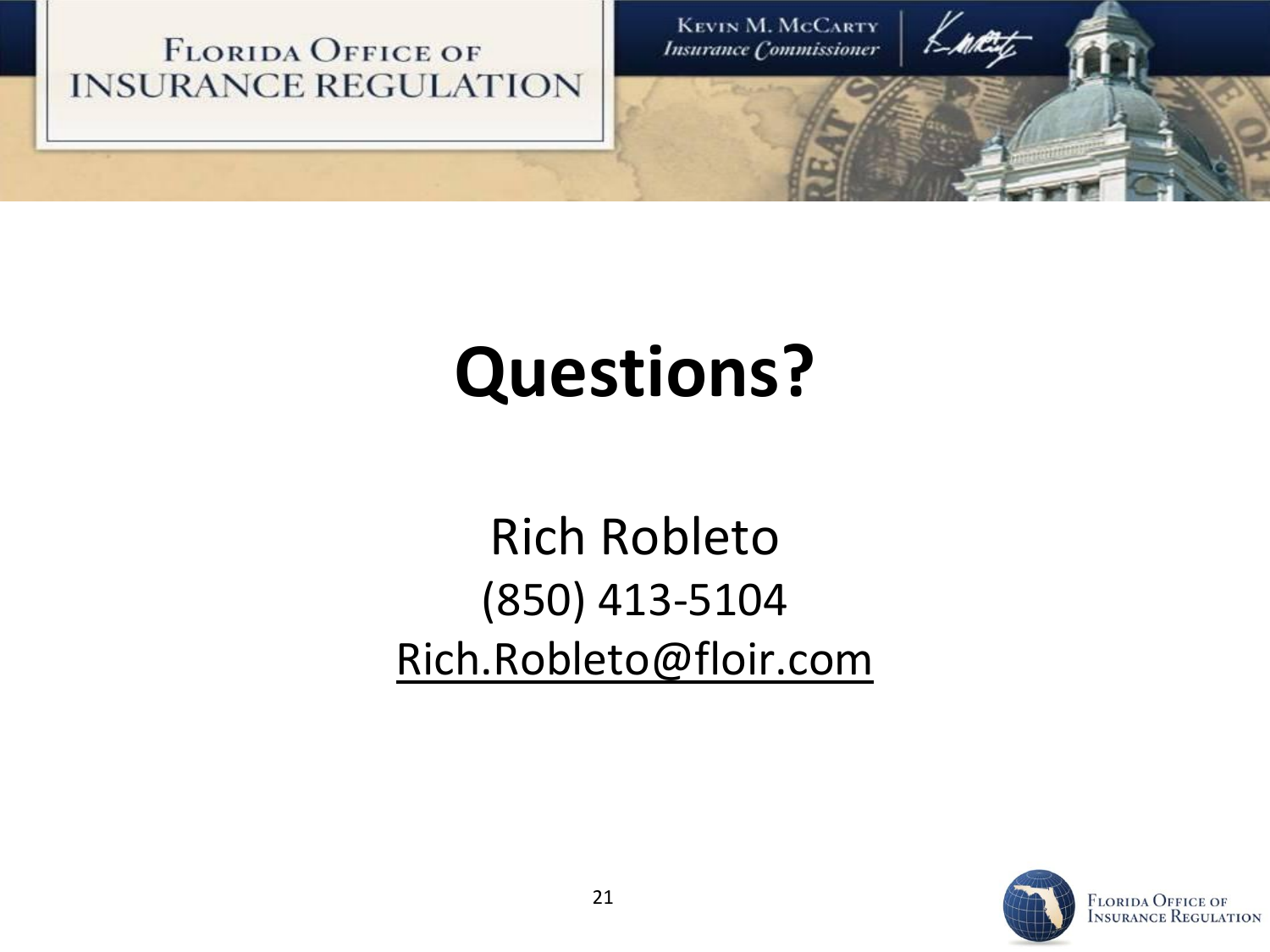# Questions?

Rich Robleto
(850) 413-5104
Rich.Robleto@floir.com